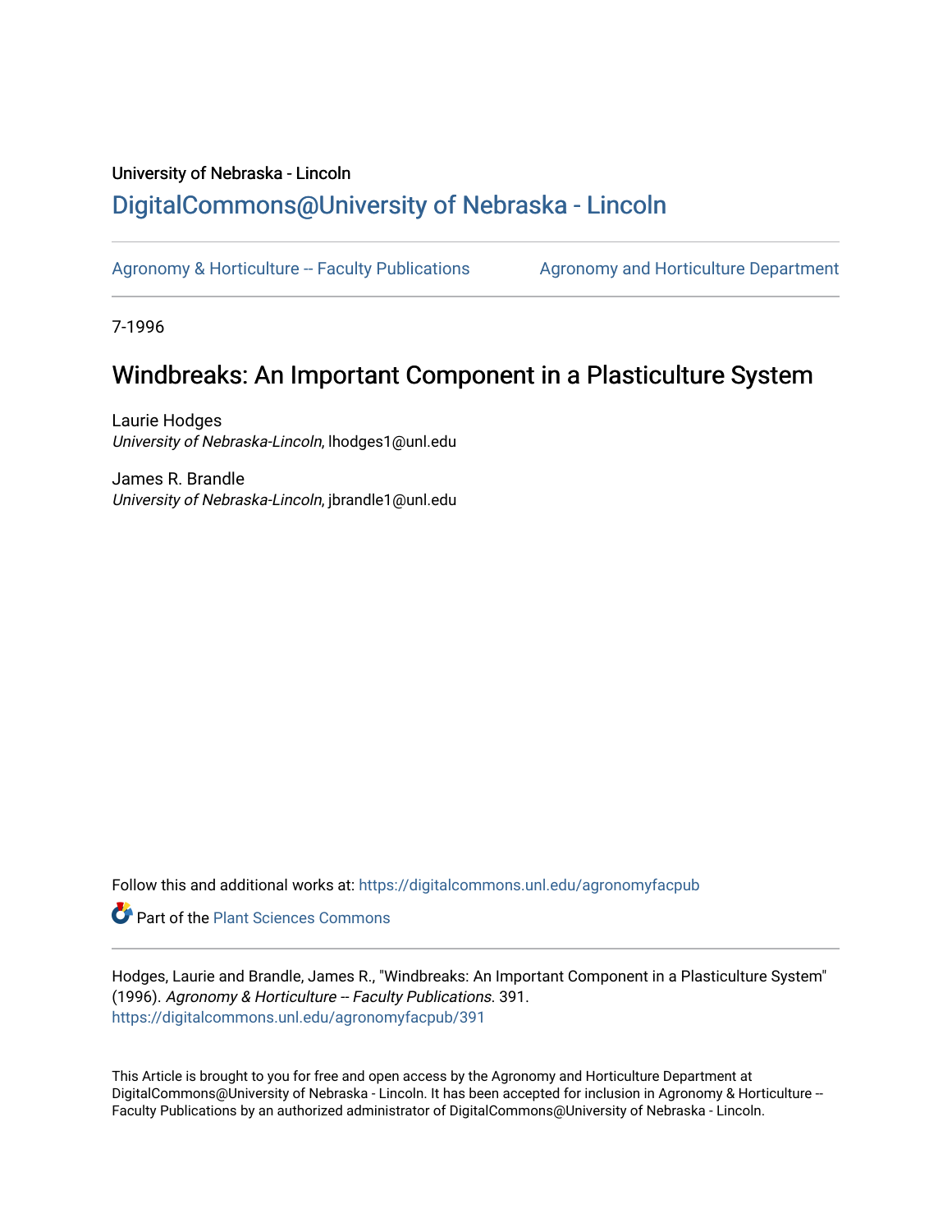University of Nebraska - Lincoln

# DigitalCommons@University of Nebraska - Lincoln

Agronomy & Horticulture -- Faculty Publications

Agronomy and Horticulture Department

7-1996

## Windbreaks: An Important Component in a Plasticulture System

Laurie Hodges
*University of Nebraska-Lincoln*, lhodges1@unl.edu

James R. Brandle
*University of Nebraska-Lincoln*, jbrandle1@unl.edu

Follow this and additional works at: https://digitalcommons.unl.edu/agronomyfacpub

Part of the Plant Sciences Commons

Hodges, Laurie and Brandle, James R., "Windbreaks: An Important Component in a Plasticulture System" (1996). *Agronomy & Horticulture -- Faculty Publications*. 391.
https://digitalcommons.unl.edu/agronomyfacpub/391

This Article is brought to you for free and open access by the Agronomy and Horticulture Department at DigitalCommons@University of Nebraska - Lincoln. It has been accepted for inclusion in Agronomy & Horticulture -- Faculty Publications by an authorized administrator of DigitalCommons@University of Nebraska - Lincoln.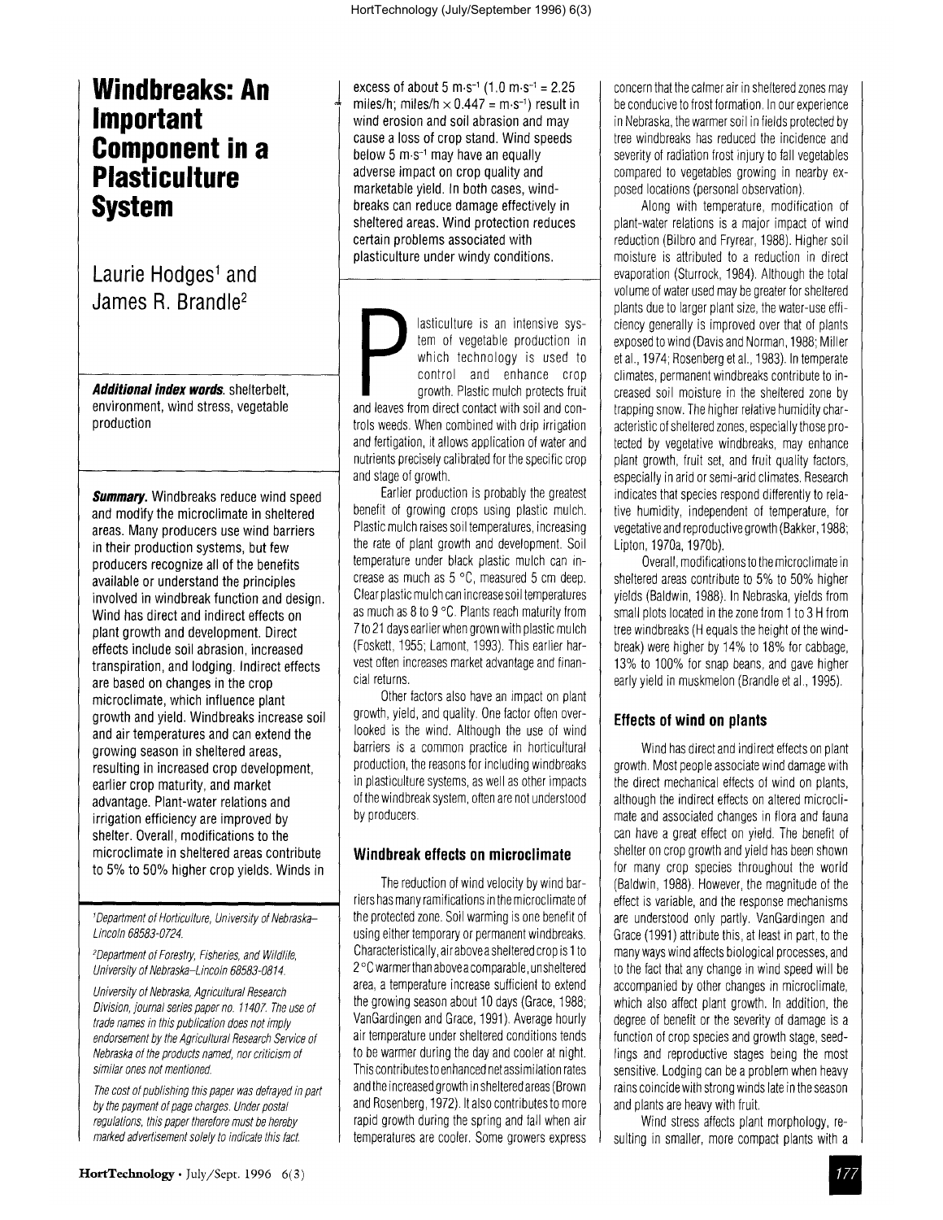# Windbreaks: An Important Component in a Plasticulture System

Laurie Hodges[1] and James R. Brandle[2]

***Additional index words***. shelterbelt, environment, wind stress, vegetable production

***Summary***. Windbreaks reduce wind speed and modify the microclimate in sheltered areas. Many producers use wind barriers in their production systems, but few producers recognize all of the benefits available or understand the principles involved in windbreak function and design. Wind has direct and indirect effects on plant growth and development. Direct effects include soil abrasion, increased transpiration, and lodging. Indirect effects are based on changes in the crop microclimate, which influence plant growth and yield. Windbreaks increase soil and air temperatures and can extend the growing season in sheltered areas, resulting in increased crop development, earlier crop maturity, and market advantage. Plant-water relations and irrigation efficiency are improved by shelter. Overall, modifications to the microclimate in sheltered areas contribute to 5% to 50% higher crop yields. Winds in excess of about 5 m·s$^{-1}$ (1.0 m·s$^{-1}$ = 2.25 miles/h; miles/h × 0.447 = m·s$^{-1}$) result in wind erosion and soil abrasion and may cause a loss of crop stand. Wind speeds below 5 m·s$^{-1}$ may have an equally adverse impact on crop quality and marketable yield. In both cases, windbreaks can reduce damage effectively in sheltered areas. Wind protection reduces certain problems associated with plasticulture under windy conditions.

[1]*Department of Horticulture, University of Nebraska–Lincoln 68583-0724.*

[2]*Department of Forestry, Fisheries, and Wildlife, University of Nebraska–Lincoln 68583-0814.*

*University of Nebraska, Agricultural Research Division, journal series paper no. 11407. The use of trade names in this publication does not imply endorsement by the Agricultural Research Service of Nebraska of the products named, nor criticism of similar ones not mentioned.*

*The cost of publishing this paper was defrayed in part by the payment of page charges. Under postal regulations, this paper therefore must be hereby marked advertisement solely to indicate this fact.*

Plasticulture is an intensive system of vegetable production in which technology is used to control and enhance crop growth. Plastic mulch protects fruit and leaves from direct contact with soil and controls weeds. When combined with drip irrigation and fertigation, it allows application of water and nutrients precisely calibrated for the specific crop and stage of growth.

Earlier production is probably the greatest benefit of growing crops using plastic mulch. Plastic mulch raises soil temperatures, increasing the rate of plant growth and development. Soil temperature under black plastic mulch can increase as much as 5 °C, measured 5 cm deep. Clear plastic mulch can increase soil temperatures as much as 8 to 9 °C. Plants reach maturity from 7 to 21 days earlier when grown with plastic mulch (Foskett, 1955; Lamont, 1993). This earlier harvest often increases market advantage and financial returns.

Other factors also have an impact on plant growth, yield, and quality. One factor often overlooked is the wind. Although the use of wind barriers is a common practice in horticultural production, the reasons for including windbreaks in plasticulture systems, as well as other impacts of the windbreak system, often are not understood by producers.

## Windbreak effects on microclimate

The reduction of wind velocity by wind barriers has many ramifications in the microclimate of the protected zone. Soil warming is one benefit of using either temporary or permanent windbreaks. Characteristically, air above a sheltered crop is 1 to 2 °C warmer than above a comparable, unsheltered area, a temperature increase sufficient to extend the growing season about 10 days (Grace, 1988; VanGardingen and Grace, 1991). Average hourly air temperature under sheltered conditions tends to be warmer during the day and cooler at night. This contributes to enhanced net assimilation rates and the increased growth in sheltered areas (Brown and Rosenberg, 1972). It also contributes to more rapid growth during the spring and fall when air temperatures are cooler. Some growers express concern that the calmer air in sheltered zones may be conducive to frost formation. In our experience in Nebraska, the warmer soil in fields protected by tree windbreaks has reduced the incidence and severity of radiation frost injury to fall vegetables compared to vegetables growing in nearby exposed locations (personal observation).

Along with temperature, modification of plant-water relations is a major impact of wind reduction (Bilbro and Fryrear, 1988). Higher soil moisture is attributed to a reduction in direct evaporation (Sturrock, 1984). Although the total volume of water used may be greater for sheltered plants due to larger plant size, the water-use efficiency generally is improved over that of plants exposed to wind (Davis and Norman, 1988; Miller et al., 1974; Rosenberg et al., 1983). In temperate climates, permanent windbreaks contribute to increased soil moisture in the sheltered zone by trapping snow. The higher relative humidity characteristic of sheltered zones, especially those protected by vegetative windbreaks, may enhance plant growth, fruit set, and fruit quality factors, especially in arid or semi-arid climates. Research indicates that species respond differently to relative humidity, independent of temperature, for vegetative and reproductive growth (Bakker, 1988; Lipton, 1970a, 1970b).

Overall, modifications to the microclimate in sheltered areas contribute to 5% to 50% higher yields (Baldwin, 1988). In Nebraska, yields from small plots located in the zone from 1 to 3 H from tree windbreaks (H equals the height of the windbreak) were higher by 14% to 18% for cabbage, 13% to 100% for snap beans, and gave higher early yield in muskmelon (Brandle et al., 1995).

## Effects of wind on plants

Wind has direct and indirect effects on plant growth. Most people associate wind damage with the direct mechanical effects of wind on plants, although the indirect effects on altered microclimate and associated changes in flora and fauna can have a great effect on yield. The benefit of shelter on crop growth and yield has been shown for many crop species throughout the world (Baldwin, 1988). However, the magnitude of the effect is variable, and the response mechanisms are understood only partly. VanGardingen and Grace (1991) attribute this, at least in part, to the many ways wind affects biological processes, and to the fact that any change in wind speed will be accompanied by other changes in microclimate, which also affect plant growth. In addition, the degree of benefit or the severity of damage is a function of crop species and growth stage, seedlings and reproductive stages being the most sensitive. Lodging can be a problem when heavy rains coincide with strong winds late in the season and plants are heavy with fruit.

Wind stress affects plant morphology, resulting in smaller, more compact plants with a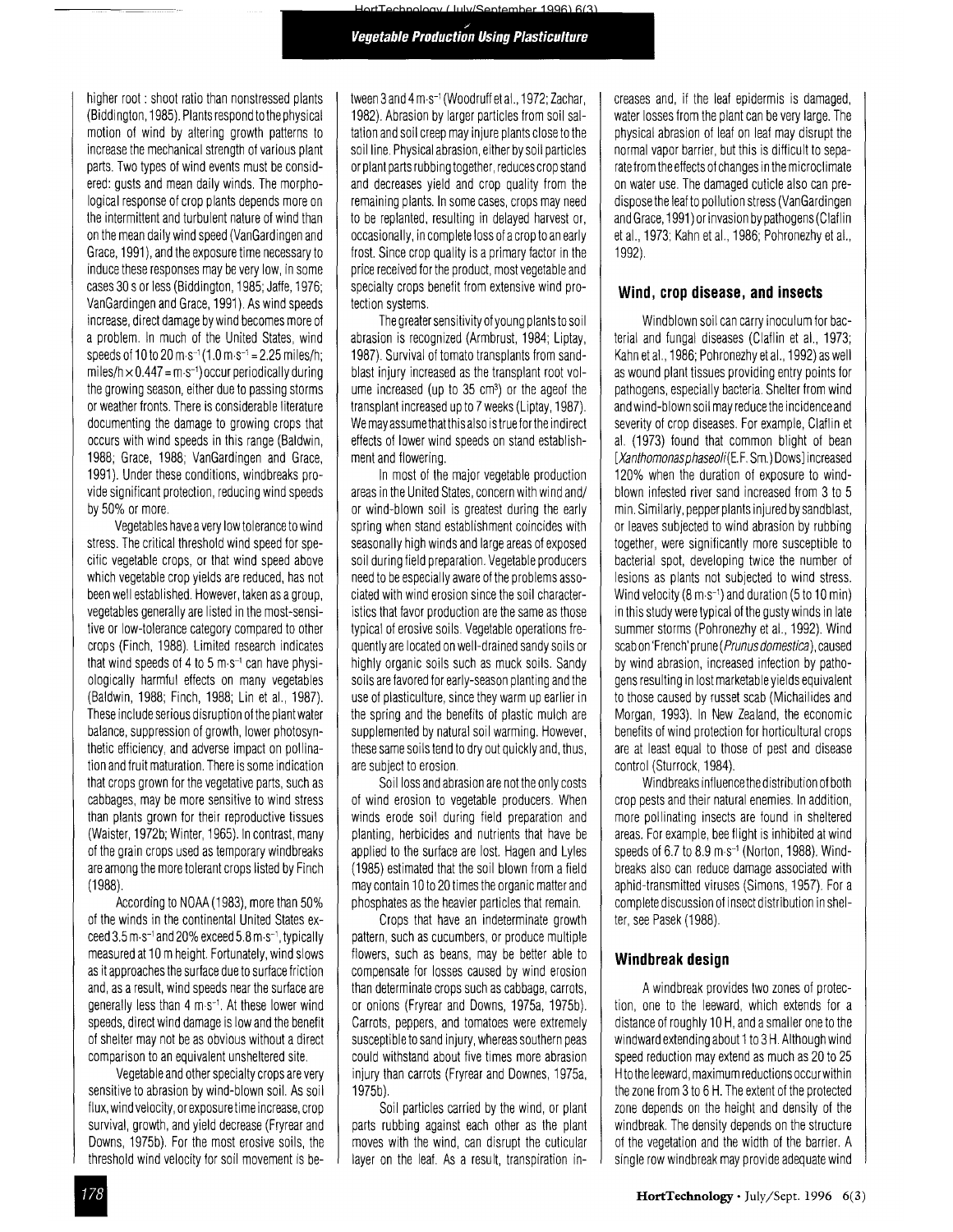higher root : shoot ratio than nonstressed plants (Biddington, 1985). Plants respond to the physical motion of wind by altering growth patterns to increase the mechanical strength of various plant parts. Two types of wind events must be considered: gusts and mean daily winds. The morphological response of crop plants depends more on the intermittent and turbulent nature of wind than on the mean daily wind speed (VanGardingen and Grace, 1991), and the exposure time necessary to induce these responses may be very low, in some cases 30 s or less (Biddington, 1985; Jaffe, 1976; VanGardingen and Grace, 1991). As wind speeds increase, direct damage by wind becomes more of a problem. In much of the United States, wind speeds of 10 to 20 $m \cdot s^{-1}$ ($1.0\ m \cdot s^{-1} = 2.25$ miles/h; miles/h $\times 0.447 = m \cdot s^{-1}$) occur periodically during the growing season, either due to passing storms or weather fronts. There is considerable literature documenting the damage to growing crops that occurs with wind speeds in this range (Baldwin, 1988; Grace, 1988; VanGardingen and Grace, 1991). Under these conditions, windbreaks provide significant protection, reducing wind speeds by 50% or more.

Vegetables have a very low tolerance to wind stress. The critical threshold wind speed for specific vegetable crops, or that wind speed above which vegetable crop yields are reduced, has not been well established. However, taken as a group, vegetables generally are listed in the most-sensitive or low-tolerance category compared to other crops (Finch, 1988). Limited research indicates that wind speeds of 4 to 5 $m \cdot s^{-1}$ can have physiologically harmful effects on many vegetables (Baldwin, 1988; Finch, 1988; Lin et al., 1987). These include serious disruption of the plant water balance, suppression of growth, lower photosynthetic efficiency, and adverse impact on pollination and fruit maturation. There is some indication that crops grown for the vegetative parts, such as cabbages, may be more sensitive to wind stress than plants grown for their reproductive tissues (Waister, 1972b; Winter, 1965). In contrast, many of the grain crops used as temporary windbreaks are among the more tolerant crops listed by Finch (1988).

According to NOAA (1983), more than 50% of the winds in the continental United States exceed 3.5 $m \cdot s^{-1}$ and 20% exceed 5.8 $m \cdot s^{-1}$, typically measured at 10 m height. Fortunately, wind slows as it approaches the surface due to surface friction and, as a result, wind speeds near the surface are generally less than 4 $m \cdot s^{-1}$. At these lower wind speeds, direct wind damage is low and the benefit of shelter may not be as obvious without a direct comparison to an equivalent unsheltered site.

Vegetable and other specialty crops are very sensitive to abrasion by wind-blown soil. As soil flux, wind velocity, or exposure time increase, crop survival, growth, and yield decrease (Fryrear and Downs, 1975b). For the most erosive soils, the threshold wind velocity for soil movement is between 3 and 4 $m \cdot s^{-1}$ (Woodruff et al., 1972; Zachar, 1982). Abrasion by larger particles from soil saltation and soil creep may injure plants close to the soil line. Physical abrasion, either by soil particles or plant parts rubbing together, reduces crop stand and decreases yield and crop quality from the remaining plants. In some cases, crops may need to be replanted, resulting in delayed harvest or, occasionally, in complete loss of a crop to an early frost. Since crop quality is a primary factor in the price received for the product, most vegetable and specialty crops benefit from extensive wind protection systems.

The greater sensitivity of young plants to soil abrasion is recognized (Armbrust, 1984; Liptay, 1987). Survival of tomato transplants from sandblast injury increased as the transplant root volume increased (up to 35 $cm^3$) or the age of the transplant increased up to 7 weeks (Liptay, 1987). We may assume that this also is true for the indirect effects of lower wind speeds on stand establishment and flowering.

In most of the major vegetable production areas in the United States, concern with wind and/or wind-blown soil is greatest during the early spring when stand establishment coincides with seasonally high winds and large areas of exposed soil during field preparation. Vegetable producers need to be especially aware of the problems associated with wind erosion since the soil characteristics that favor production are the same as those typical of erosive soils. Vegetable operations frequently are located on well-drained sandy soils or highly organic soils such as muck soils. Sandy soils are favored for early-season planting and the use of plasticulture, since they warm up earlier in the spring and the benefits of plastic mulch are supplemented by natural soil warming. However, these same soils tend to dry out quickly and, thus, are subject to erosion.

Soil loss and abrasion are not the only costs of wind erosion to vegetable producers. When winds erode soil during field preparation and planting, herbicides and nutrients that have be applied to the surface are lost. Hagen and Lyles (1985) estimated that the soil blown from a field may contain 10 to 20 times the organic matter and phosphates as the heavier particles that remain.

Crops that have an indeterminate growth pattern, such as cucumbers, or produce multiple flowers, such as beans, may be better able to compensate for losses caused by wind erosion than determinate crops such as cabbage, carrots, or onions (Fryrear and Downs, 1975a, 1975b). Carrots, peppers, and tomatoes were extremely susceptible to sand injury, whereas southern peas could withstand about five times more abrasion injury than carrots (Fryrear and Downes, 1975a, 1975b).

Soil particles carried by the wind, or plant parts rubbing against each other as the plant moves with the wind, can disrupt the cuticular layer on the leaf. As a result, transpiration increases and, if the leaf epidermis is damaged, water losses from the plant can be very large. The physical abrasion of leaf on leaf may disrupt the normal vapor barrier, but this is difficult to separate from the effects of changes in the microclimate on water use. The damaged cuticle also can predispose the leaf to pollution stress (VanGardingen and Grace, 1991) or invasion by pathogens (Claflin et al., 1973; Kahn et al., 1986; Pohronezhy et al., 1992).

## Wind, crop disease, and insects

Windblown soil can carry inoculum for bacterial and fungal diseases (Claflin et al., 1973; Kahn et al., 1986; Pohronezhy et al., 1992) as well as wound plant tissues providing entry points for pathogens, especially bacteria. Shelter from wind and wind-blown soil may reduce the incidence and severity of crop diseases. For example, Claflin et al. (1973) found that common blight of bean [*Xanthomonas phaseoli* (E.F. Sm.) Dows] increased 120% when the duration of exposure to wind-blown infested river sand increased from 3 to 5 min. Similarly, pepper plants injured by sandblast, or leaves subjected to wind abrasion by rubbing together, were significantly more susceptible to bacterial spot, developing twice the number of lesions as plants not subjected to wind stress. Wind velocity (8 $m \cdot s^{-1}$) and duration (5 to 10 min) in this study were typical of the gusty winds in late summer storms (Pohronezhy et al., 1992). Wind scab on 'French' prune (*Prunus domestica*), caused by wind abrasion, increased infection by pathogens resulting in lost marketable yields equivalent to those caused by russet scab (Michailides and Morgan, 1993). In New Zealand, the economic benefits of wind protection for horticultural crops are at least equal to those of pest and disease control (Sturrock, 1984).

Windbreaks influence the distribution of both crop pests and their natural enemies. In addition, more pollinating insects are found in sheltered areas. For example, bee flight is inhibited at wind speeds of 6.7 to 8.9 $m \cdot s^{-1}$ (Norton, 1988). Windbreaks also can reduce damage associated with aphid-transmitted viruses (Simons, 1957). For a complete discussion of insect distribution in shelter, see Pasek (1988).

## Windbreak design

A windbreak provides two zones of protection, one to the leeward, which extends for a distance of roughly 10 H, and a smaller one to the windward extending about 1 to 3 H. Although wind speed reduction may extend as much as 20 to 25 H to the leeward, maximum reductions occur within the zone from 3 to 6 H. The extent of the protected zone depends on the height and density of the windbreak. The density depends on the structure of the vegetation and the width of the barrier. A single row windbreak may provide adequate wind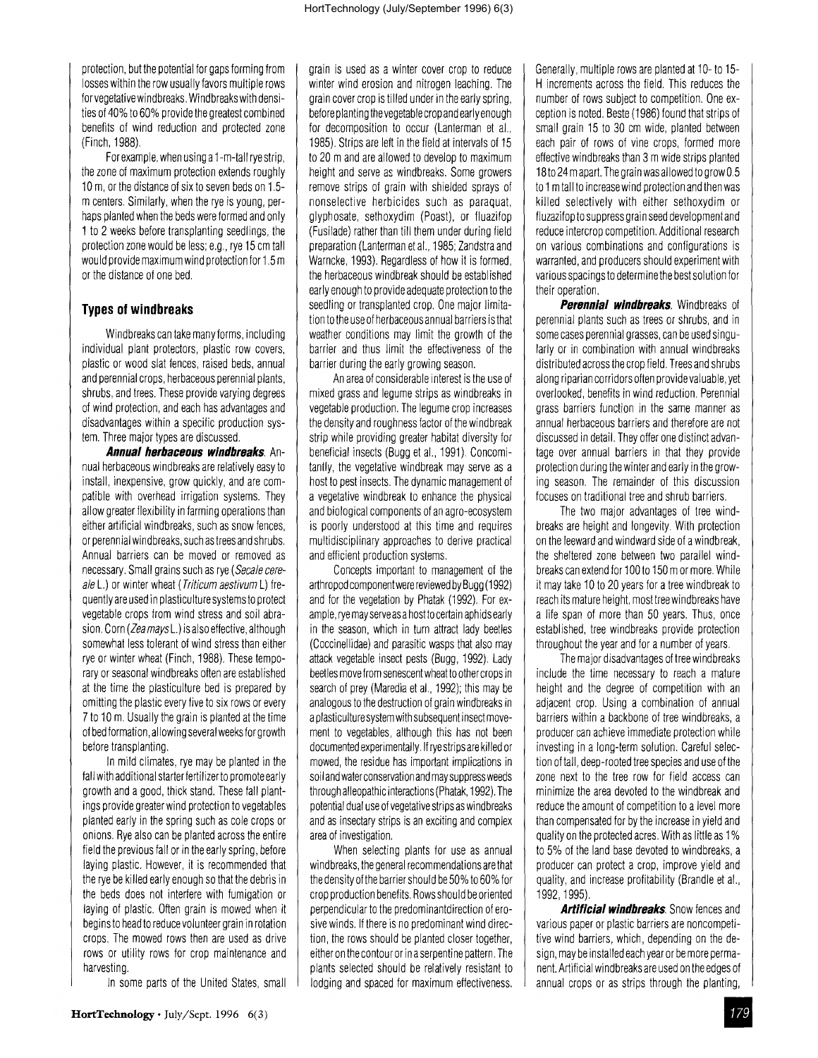protection, but the potential for gaps forming from losses within the row usually favors multiple rows for vegetative windbreaks. Windbreaks with densities of 40% to 60% provide the greatest combined benefits of wind reduction and protected zone (Finch, 1988).

For example, when using a 1-m-tall rye strip, the zone of maximum protection extends roughly 10 m, or the distance of six to seven beds on 1.5-m centers. Similarly, when the rye is young, perhaps planted when the beds were formed and only 1 to 2 weeks before transplanting seedlings, the protection zone would be less; e.g., rye 15 cm tall would provide maximum wind protection for 1.5 m or the distance of one bed.

## Types of windbreaks

Windbreaks can take many forms, including individual plant protectors, plastic row covers, plastic or wood slat fences, raised beds, annual and perennial crops, herbaceous perennial plants, shrubs, and trees. These provide varying degrees of wind protection, and each has advantages and disadvantages within a specific production system. Three major types are discussed.

***Annual herbaceous windbreaks.*** Annual herbaceous windbreaks are relatively easy to install, inexpensive, grow quickly, and are compatible with overhead irrigation systems. They allow greater flexibility in farming operations than either artificial windbreaks, such as snow fences, or perennial windbreaks, such as trees and shrubs. Annual barriers can be moved or removed as necessary. Small grains such as rye (*Secale cereale* L.) or winter wheat (*Triticum aestivum* L) frequently are used in plasticulture systems to protect vegetable crops from wind stress and soil abrasion. Corn (*Zea mays* L.) is also effective, although somewhat less tolerant of wind stress than either rye or winter wheat (Finch, 1988). These temporary or seasonal windbreaks often are established at the time the plasticulture bed is prepared by omitting the plastic every five to six rows or every 7 to 10 m. Usually the grain is planted at the time of bed formation, allowing several weeks for growth before transplanting.

In mild climates, rye may be planted in the fall with additional starter fertilizer to promote early growth and a good, thick stand. These fall plantings provide greater wind protection to vegetables planted early in the spring such as cole crops or onions. Rye also can be planted across the entire field the previous fall or in the early spring, before laying plastic. However, it is recommended that the rye be killed early enough so that the debris in the beds does not interfere with fumigation or laying of plastic. Often grain is mowed when it begins to head to reduce volunteer grain in rotation crops. The mowed rows then are used as drive rows or utility rows for crop maintenance and harvesting.

In some parts of the United States, small grain is used as a winter cover crop to reduce winter wind erosion and nitrogen leaching. The grain cover crop is tilled under in the early spring, before planting the vegetable crop and early enough for decomposition to occur (Lanterman et al., 1985). Strips are left in the field at intervals of 15 to 20 m and are allowed to develop to maximum height and serve as windbreaks. Some growers remove strips of grain with shielded sprays of nonselective herbicides such as paraquat, glyphosate, sethoxydim (Poast), or fluazifop (Fusilade) rather than till them under during field preparation (Lanterman et al., 1985; Zandstra and Warncke, 1993). Regardless of how it is formed, the herbaceous windbreak should be established early enough to provide adequate protection to the seedling or transplanted crop. One major limitation to the use of herbaceous annual barriers is that weather conditions may limit the growth of the barrier and thus limit the effectiveness of the barrier during the early growing season.

An area of considerable interest is the use of mixed grass and legume strips as windbreaks in vegetable production. The legume crop increases the density and roughness factor of the windbreak strip while providing greater habitat diversity for beneficial insects (Bugg et al., 1991). Concomitantly, the vegetative windbreak may serve as a host to pest insects. The dynamic management of a vegetative windbreak to enhance the physical and biological components of an agro-ecosystem is poorly understood at this time and requires multidisciplinary approaches to derive practical and efficient production systems.

Concepts important to management of the arthropod component were reviewed by Bugg (1992) and for the vegetation by Phatak (1992). For example, rye may serve as a host to certain aphids early in the season, which in turn attract lady beetles (Coccinellidae) and parasitic wasps that also may attack vegetable insect pests (Bugg, 1992). Lady beetles move from senescent wheat to other crops in search of prey (Maredia et al., 1992); this may be analogous to the destruction of grain windbreaks in a plasticulture system with subsequent insect movement to vegetables, although this has not been documented experimentally. If rye strips are killed or mowed, the residue has important implications in soil and water conservation and may suppress weeds through alleopathic interactions (Phatak, 1992). The potential dual use of vegetative strips as windbreaks and as insectary strips is an exciting and complex area of investigation.

When selecting plants for use as annual windbreaks, the general recommendations are that the density of the barrier should be 50% to 60% for crop production benefits. Rows should be oriented perpendicular to the predominant direction of erosive winds. If there is no predominant wind direction, the rows should be planted closer together, either on the contour or in a serpentine pattern. The plants selected should be relatively resistant to lodging and spaced for maximum effectiveness. Generally, multiple rows are planted at 10- to 15-H increments across the field. This reduces the number of rows subject to competition. One exception is noted. Beste (1986) found that strips of small grain 15 to 30 cm wide, planted between each pair of rows of vine crops, formed more effective windbreaks than 3 m wide strips planted 18 to 24 m apart. The grain was allowed to grow 0.5 to 1 m tall to increase wind protection and then was killed selectively with either sethoxydim or fluzazifop to suppress grain seed development and reduce intercrop competition. Additional research on various combinations and configurations is warranted, and producers should experiment with various spacings to determine the best solution for their operation.

***Perennial windbreaks.*** Windbreaks of perennial plants such as trees or shrubs, and in some cases perennial grasses, can be used singularly or in combination with annual windbreaks distributed across the crop field. Trees and shrubs along riparian corridors often provide valuable, yet overlooked, benefits in wind reduction. Perennial grass barriers function in the same manner as annual herbaceous barriers and therefore are not discussed in detail. They offer one distinct advantage over annual barriers in that they provide protection during the winter and early in the growing season. The remainder of this discussion focuses on traditional tree and shrub barriers.

The two major advantages of tree windbreaks are height and longevity. With protection on the leeward and windward side of a windbreak, the sheltered zone between two parallel windbreaks can extend for 100 to 150 m or more. While it may take 10 to 20 years for a tree windbreak to reach its mature height, most tree windbreaks have a life span of more than 50 years. Thus, once established, tree windbreaks provide protection throughout the year and for a number of years.

The major disadvantages of tree windbreaks include the time necessary to reach a mature height and the degree of competition with an adjacent crop. Using a combination of annual barriers within a backbone of tree windbreaks, a producer can achieve immediate protection while investing in a long-term solution. Careful selection of tall, deep-rooted tree species and use of the zone next to the tree row for field access can minimize the area devoted to the windbreak and reduce the amount of competition to a level more than compensated for by the increase in yield and quality on the protected acres. With as little as 1% to 5% of the land base devoted to windbreaks, a producer can protect a crop, improve yield and quality, and increase profitability (Brandle et al., 1992, 1995).

***Artificial windbreaks.*** Snow fences and various paper or plastic barriers are noncompetitive wind barriers, which, depending on the design, may be installed each year or be more permanent. Artificial windbreaks are used on the edges of annual crops or as strips through the planting,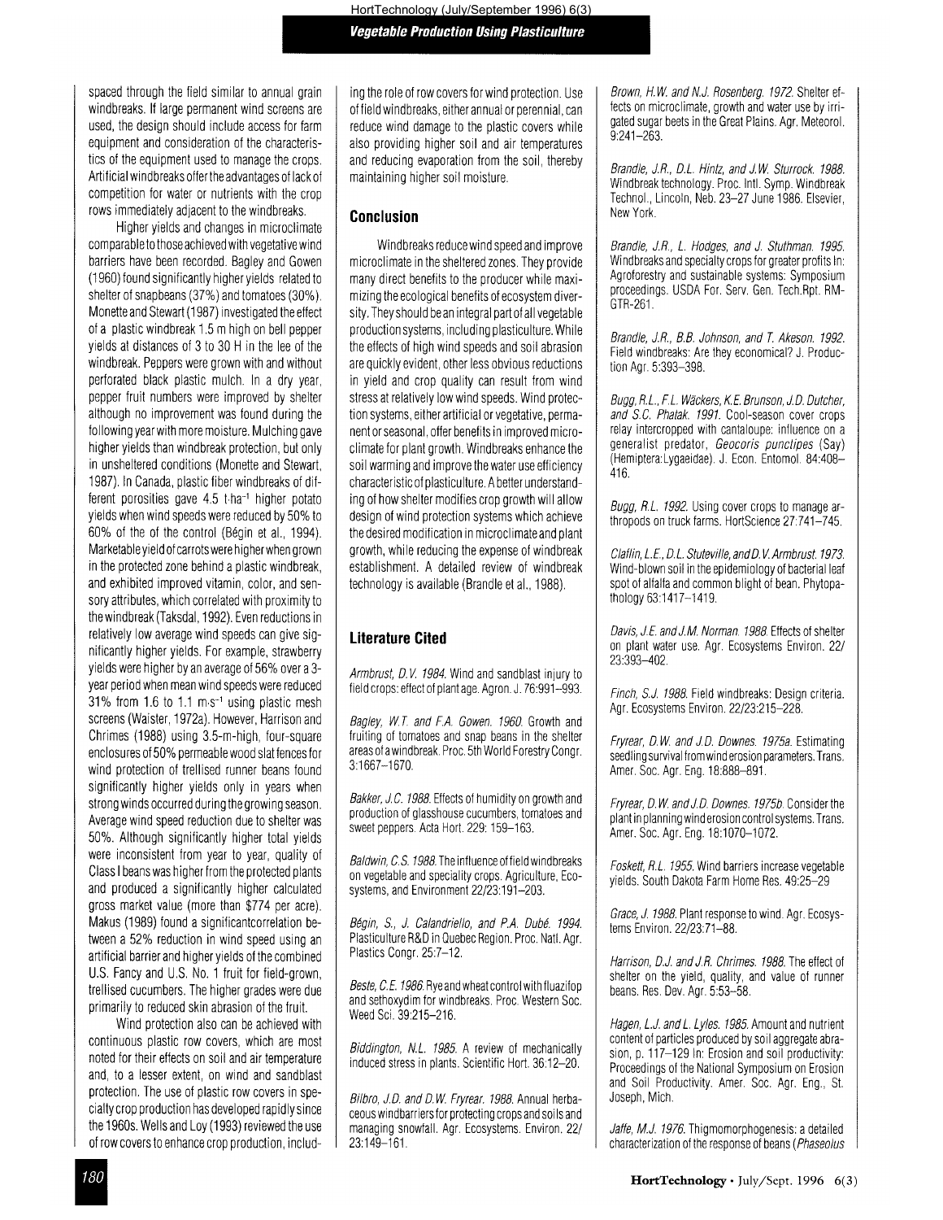spaced through the field similar to annual grain windbreaks. If large permanent wind screens are used, the design should include access for farm equipment and consideration of the characteristics of the equipment used to manage the crops. Artificial windbreaks offer the advantages of lack of competition for water or nutrients with the crop rows immediately adjacent to the windbreaks.

Higher yields and changes in microclimate comparable to those achieved with vegetative wind barriers have been recorded. Bagley and Gowen (1960) found significantly higher yields related to shelter of snapbeans (37%) and tomatoes (30%). Monette and Stewart (1987) investigated the effect of a plastic windbreak 1.5 m high on bell pepper yields at distances of 3 to 30 H in the lee of the windbreak. Peppers were grown with and without perforated black plastic mulch. In a dry year, pepper fruit numbers were improved by shelter although no improvement was found during the following year with more moisture. Mulching gave higher yields than windbreak protection, but only in unsheltered conditions (Monette and Stewart, 1987). In Canada, plastic fiber windbreaks of different porosities gave 4.5 $t \cdot ha^{-1}$ higher potato yields when wind speeds were reduced by 50% to 60% of the of the control (Bégin et al., 1994). Marketable yield of carrots were higher when grown in the protected zone behind a plastic windbreak, and exhibited improved vitamin, color, and sensory attributes, which correlated with proximity to the windbreak (Taksdal, 1992). Even reductions in relatively low average wind speeds can give significantly higher yields. For example, strawberry yields were higher by an average of 56% over a 3-year period when mean wind speeds were reduced 31% from 1.6 to 1.1 $m \cdot s^{-1}$ using plastic mesh screens (Waister, 1972a). However, Harrison and Chrimes (1988) using 3.5-m-high, four-square enclosures of 50% permeable wood slat fences for wind protection of trellised runner beans found significantly higher yields only in years when strong winds occurred during the growing season. Average wind speed reduction due to shelter was 50%. Although significantly higher total yields were inconsistent from year to year, quality of Class I beans was higher from the protected plants and produced a significantly higher calculated gross market value (more than $774 per acre). Makus (1989) found a significantcorrelation between a 52% reduction in wind speed using an artificial barrier and higher yields of the combined U.S. Fancy and U.S. No. 1 fruit for field-grown, trellised cucumbers. The higher grades were due primarily to reduced skin abrasion of the fruit.

Wind protection also can be achieved with continuous plastic row covers, which are most noted for their effects on soil and air temperature and, to a lesser extent, on wind and sandblast protection. The use of plastic row covers in specialty crop production has developed rapidly since the 1960s. Wells and Loy (1993) reviewed the use of row covers to enhance crop production, including the role of row covers for wind protection. Use of field windbreaks, either annual or perennial, can reduce wind damage to the plastic covers while also providing higher soil and air temperatures and reducing evaporation from the soil, thereby maintaining higher soil moisture.

## Conclusion

Windbreaks reduce wind speed and improve microclimate in the sheltered zones. They provide many direct benefits to the producer while maximizing the ecological benefits of ecosystem diversity. They should be an integral part of all vegetable production systems, including plasticulture. While the effects of high wind speeds and soil abrasion are quickly evident, other less obvious reductions in yield and crop quality can result from wind stress at relatively low wind speeds. Wind protection systems, either artificial or vegetative, permanent or seasonal, offer benefits in improved microclimate for plant growth. Windbreaks enhance the soil warming and improve the water use efficiency characteristic of plasticulture. A better understanding of how shelter modifies crop growth will allow design of wind protection systems which achieve the desired modification in microclimate and plant growth, while reducing the expense of windbreak establishment. A detailed review of windbreak technology is available (Brandle et al., 1988).

## Literature Cited

*Armbrust, D.V. 1984.* Wind and sandblast injury to field crops: effect of plant age. Agron. J. 76:991–993.

*Bagley, W.T. and F.A. Gowen. 1960.* Growth and fruiting of tomatoes and snap beans in the shelter areas of a windbreak. Proc. 5th World Forestry Congr. 3:1667–1670.

*Bakker, J.C. 1988.* Effects of humidity on growth and production of glasshouse cucumbers, tomatoes and sweet peppers. Acta Hort. 229: 159–163.

*Baldwin, C.S. 1988.* The influence of field windbreaks on vegetable and speciality crops. Agriculture, Ecosystems, and Environment 22/23:191–203.

*Bégin, S., J. Calandriello, and P.A. Dubé. 1994.* Plasticulture R&D in Quebec Region. Proc. Natl. Agr. Plastics Congr. 25:7–12.

*Beste, C.E. 1986.* Rye and wheat control with fluazifop and sethoxydim for windbreaks. Proc. Western Soc. Weed Sci. 39:215–216.

*Biddington, N.L. 1985.* A review of mechanically induced stress in plants. Scientific Hort. 36:12–20.

*Bilbro, J.D. and D.W. Fryrear. 1988.* Annual herbaceous windbarriers for protecting crops and soils and managing snowfall. Agr. Ecosystems. Environ. 22/23:149–161.

*Brown, H.W. and N.J. Rosenberg. 1972.* Shelter effects on microclimate, growth and water use by irrigated sugar beets in the Great Plains. Agr. Meteorol. 9:241–263.

*Brandle, J.R., D.L. Hintz, and J.W. Sturrock. 1988.* Windbreak technology. Proc. Intl. Symp. Windbreak Technol., Lincoln, Neb. 23–27 June 1986. Elsevier, New York.

*Brandle, J.R., L. Hodges, and J. Stuthman. 1995.* Windbreaks and specialty crops for greater profits In: Agroforestry and sustainable systems: Symposium proceedings. USDA For. Serv. Gen. Tech.Rpt. RM-GTR-261.

*Brandle, J.R., B.B. Johnson, and T. Akeson. 1992.* Field windbreaks: Are they economical? J. Production Agr. 5:393–398.

*Bugg, R.L., F.L. Wäckers, K.E. Brunson, J.D. Dutcher, and S.C. Phatak. 1991.* Cool-season cover crops relay intercropped with cantaloupe: influence on a generalist predator, *Geocoris punctipes* (Say) (Hemiptera:Lygaeidae). J. Econ. Entomol. 84:408–416.

*Bugg, R.L. 1992.* Using cover crops to manage arthropods on truck farms. HortScience 27:741–745.

*Claflin, L.E., D.L. Stuteville, and D.V. Armbrust. 1973.* Wind-blown soil in the epidemiology of bacterial leaf spot of alfalfa and common blight of bean. Phytopathology 63:1417–1419.

*Davis, J.E. and J.M. Norman. 1988.* Effects of shelter on plant water use. Agr. Ecosystems Environ. 22/23:393–402.

*Finch, S.J. 1988.* Field windbreaks: Design criteria. Agr. Ecosystems Environ. 22/23:215–228.

*Fryrear, D.W. and J.D. Downes. 1975a.* Estimating seedling survival from wind erosion parameters. Trans. Amer. Soc. Agr. Eng. 18:888–891.

*Fryrear, D.W. and J.D. Downes. 1975b.* Consider the plant in planning wind erosion control systems. Trans. Amer. Soc. Agr. Eng. 18:1070–1072.

*Foskett, R.L. 1955.* Wind barriers increase vegetable yields. South Dakota Farm Home Res. 49:25–29

*Grace, J. 1988.* Plant response to wind. Agr. Ecosystems Environ. 22/23:71–88.

*Harrison, D.J. and J.R. Chrimes. 1988.* The effect of shelter on the yield, quality, and value of runner beans. Res. Dev. Agr. 5:53–58.

*Hagen, L.J. and L. Lyles. 1985.* Amount and nutrient content of particles produced by soil aggregate abrasion, p. 117–129 In: Erosion and soil productivity: Proceedings of the National Symposium on Erosion and Soil Productivity. Amer. Soc. Agr. Eng., St. Joseph, Mich.

*Jaffe, M.J. 1976.* Thigmomorphogenesis: a detailed characterization of the response of beans (*Phaseolus*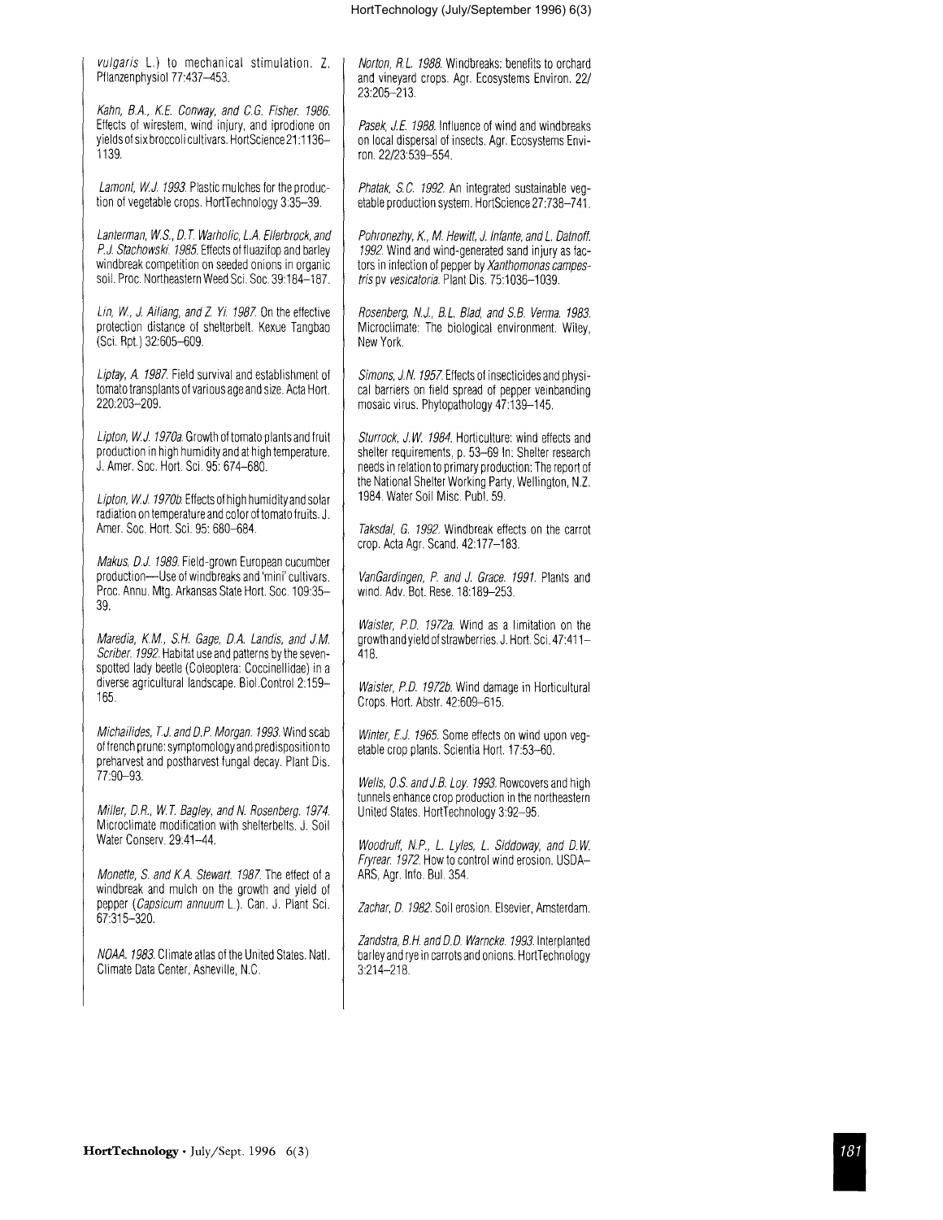*vulgaris* L.) to mechanical stimulation. Z. Pflanzenphysiol 77:437–453.

*Kahn, B.A., K.E. Conway, and C.G. Fisher. 1986.* Effects of wirestem, wind injury, and iprodione on yields of six broccoli cultivars. HortScience 21:1136–1139.

*Lamont, W.J. 1993.* Plastic mulches for the production of vegetable crops. HortTechnology 3:35–39.

*Lanterman, W.S., D.T. Warholic, L.A. Ellerbrock, and P.J. Stachowski. 1985.* Effects of fluazifop and barley windbreak competition on seeded onions in organic soil. Proc. Northeastern Weed Sci. Soc. 39:184–187.

*Lin, W., J. Ailiang, and Z. Yi. 1987.* On the effective protection distance of shelterbelt. Kexue Tangbao (Sci. Rpt.) 32:605–609.

*Liptay, A. 1987.* Field survival and establishment of tomato transplants of various age and size. Acta Hort. 220:203–209.

*Lipton, W.J. 1970a.* Growth of tomato plants and fruit production in high humidity and at high temperature. J. Amer. Soc. Hort. Sci. 95: 674–680.

*Lipton, W.J. 1970b.* Effects of high humidity and solar radiation on temperature and color of tomato fruits. J. Amer. Soc. Hort. Sci. 95: 680–684.

*Makus, D.J. 1989.* Field-grown European cucumber production—Use of windbreaks and 'mini' cultivars. Proc. Annu. Mtg. Arkansas State Hort. Soc. 109:35–39.

*Maredia, K.M., S.H. Gage, D.A. Landis, and J.M. Scriber. 1992.* Habitat use and patterns by the seven-spotted lady beetle (Coleoptera: Coccinellidae) in a diverse agricultural landscape. Biol.Control 2:159–165.

*Michailides, T.J. and D.P. Morgan. 1993.* Wind scab of french prune: symptomology and predisposition to preharvest and postharvest fungal decay. Plant Dis. 77:90–93.

*Miller, D.R., W.T. Bagley, and N. Rosenberg. 1974.* Microclimate modification with shelterbelts. J. Soil Water Conserv. 29:41–44.

*Monette, S. and K.A. Stewart. 1987.* The effect of a windbreak and mulch on the growth and yield of pepper (*Capsicum annuum* L.). Can. J. Plant Sci. 67:315–320.

*NOAA. 1983.* Climate atlas of the United States. Natl. Climate Data Center, Asheville, N.C.

*Norton, R.L. 1988.* Windbreaks: benefits to orchard and vineyard crops. Agr. Ecosystems Environ. 22/23:205–213.

*Pasek, J.E. 1988.* Influence of wind and windbreaks on local dispersal of insects. Agr. Ecosystems Environ. 22/23:539–554.

*Phatak, S.C. 1992.* An integrated sustainable vegetable production system. HortScience 27:738–741.

*Pohronezhy, K., M. Hewitt, J. Infante, and L. Datnoff. 1992.* Wind and wind-generated sand injury as factors in infection of pepper by *Xanthomonas campestris* pv *vesicatoria*. Plant Dis. 75:1036–1039.

*Rosenberg, N.J., B.L. Blad, and S.B. Verma. 1983.* Microclimate: The biological environment. Wiley, New York.

*Simons, J.N. 1957.* Effects of insecticides and physical barriers on field spread of pepper veinbanding mosaic virus. Phytopathology 47:139–145.

*Sturrock, J.W. 1984.* Horticulture: wind effects and shelter requirements, p. 53–69 In: Shelter research needs in relation to primary production: The report of the National Shelter Working Party, Wellington, N.Z. 1984. Water Soil Misc. Publ. 59.

*Taksdal, G. 1992.* Windbreak effects on the carrot crop. Acta Agr. Scand. 42:177–183.

*VanGardingen, P. and J. Grace. 1991.* Plants and wind. Adv. Bot. Rese. 18:189–253.

*Waister, P.D. 1972a.* Wind as a limitation on the growth and yield of strawberries. J. Hort. Sci. 47:411–418.

*Waister, P.D. 1972b.* Wind damage in Horticultural Crops. Hort. Abstr. 42:609–615.

*Winter, E.J. 1965.* Some effects on wind upon vegetable crop plants. Scientia Hort. 17:53–60.

*Wells, O.S. and J.B. Loy. 1993.* Rowcovers and high tunnels enhance crop production in the northeastern United States. HortTechnology 3:92–95.

*Woodruff, N.P., L. Lyles, L. Siddoway, and D.W. Fryrear. 1972.* How to control wind erosion. USDA–ARS, Agr. Info. Bul. 354.

*Zachar, D. 1982.* Soil erosion. Elsevier, Amsterdam.

*Zandstra, B.H. and D.D. Warncke. 1993.* Interplanted barley and rye in carrots and onions. HortTechnology 3:214–218.